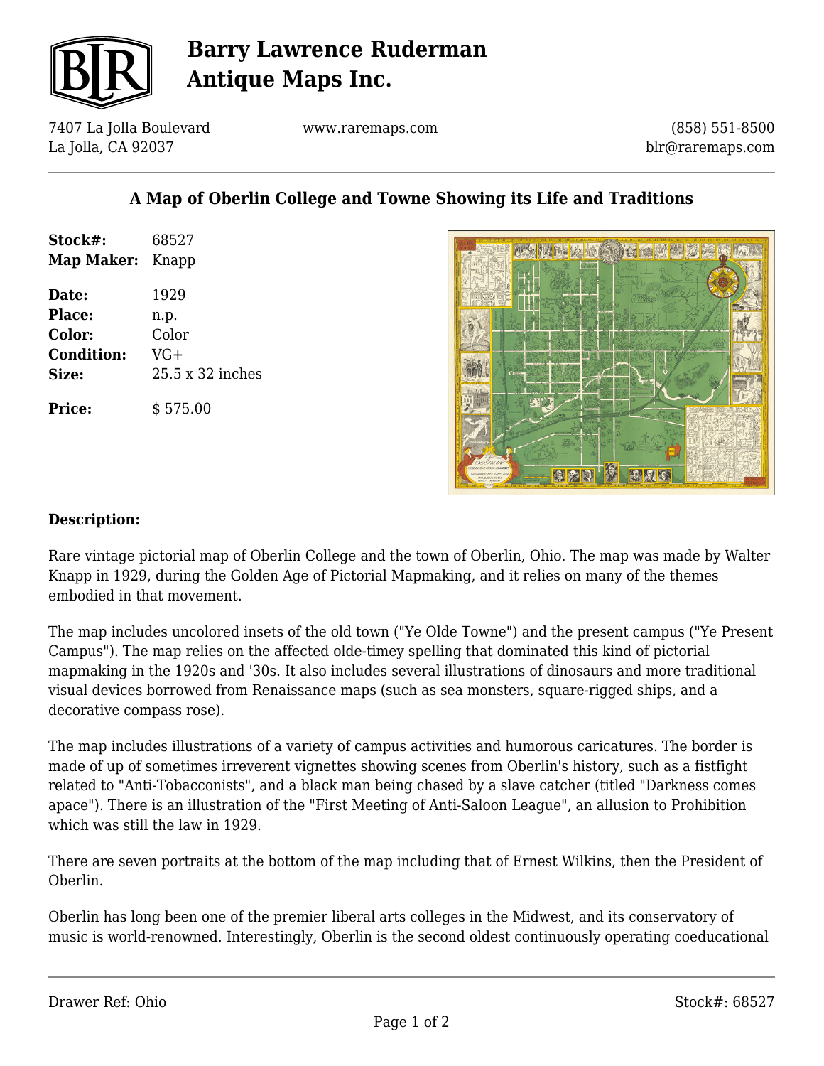# Barry Lawrence Ruderman Antique Maps Inc.

7407 La Jolla Boulevard
La Jolla, CA 92037

www.raremaps.com

(858) 551-8500
blr@raremaps.com

## A Map of Oberlin College and Towne Showing its Life and Traditions

**Stock#:** 68527
**Map Maker:** Knapp

**Date:** 1929
**Place:** n.p.
**Color:** Color
**Condition:** VG+
**Size:** 25.5 x 32 inches

**Price:** $ 575.00

**Description:**

Rare vintage pictorial map of Oberlin College and the town of Oberlin, Ohio. The map was made by Walter Knapp in 1929, during the Golden Age of Pictorial Mapmaking, and it relies on many of the themes embodied in that movement.

The map includes uncolored insets of the old town ("Ye Olde Towne") and the present campus ("Ye Present Campus"). The map relies on the affected olde-timey spelling that dominated this kind of pictorial mapmaking in the 1920s and '30s. It also includes several illustrations of dinosaurs and more traditional visual devices borrowed from Renaissance maps (such as sea monsters, square-rigged ships, and a decorative compass rose).

The map includes illustrations of a variety of campus activities and humorous caricatures. The border is made of up of sometimes irreverent vignettes showing scenes from Oberlin's history, such as a fistfight related to "Anti-Tobacconists", and a black man being chased by a slave catcher (titled "Darkness comes apace"). There is an illustration of the "First Meeting of Anti-Saloon League", an allusion to Prohibition which was still the law in 1929.

There are seven portraits at the bottom of the map including that of Ernest Wilkins, then the President of Oberlin.

Oberlin has long been one of the premier liberal arts colleges in the Midwest, and its conservatory of music is world-renowned. Interestingly, Oberlin is the second oldest continuously operating coeducational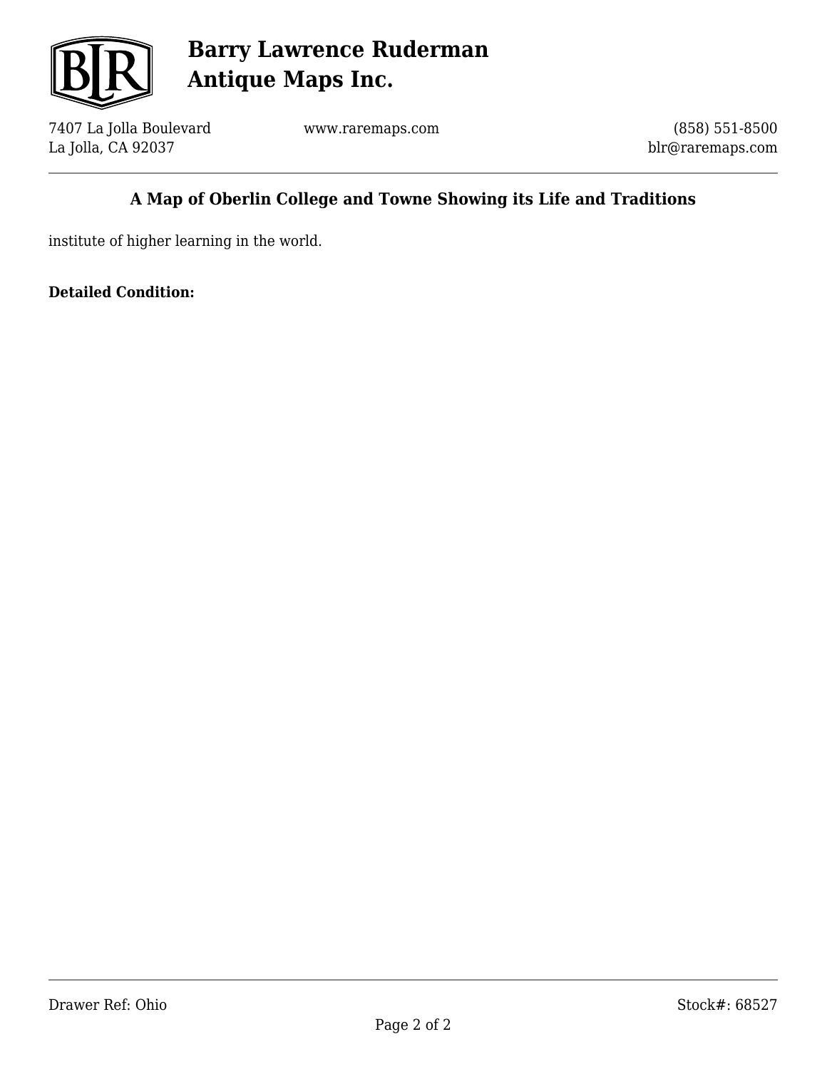institute of higher learning in the world.

**Detailed Condition:**